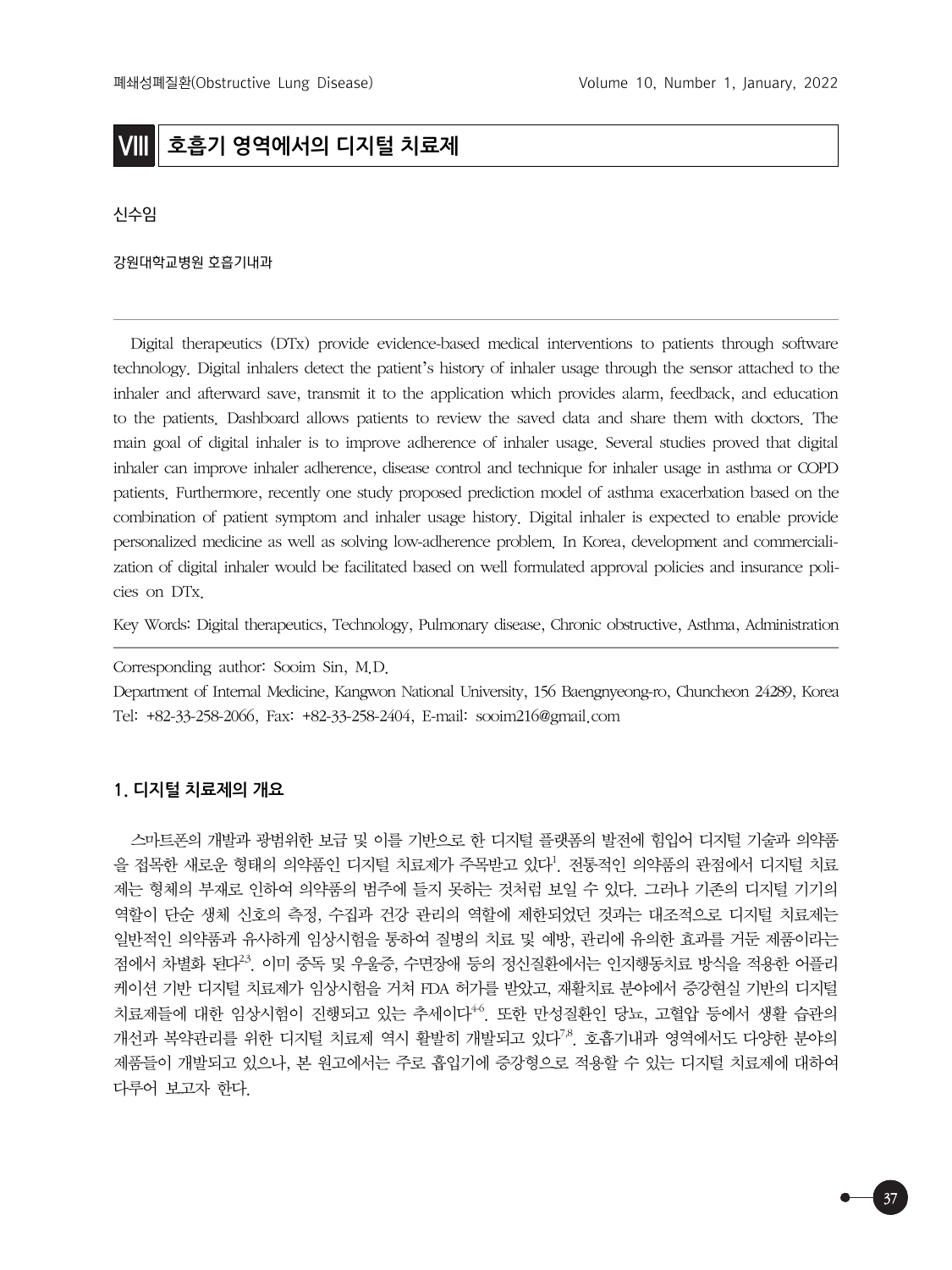# VIII 호흡기 영역에서의 디지털 치료제

신수임

강원대학교병원 호흡기내과

---

Digital therapeutics (DTx) provide evidence-based medical interventions to patients through software technology. Digital inhalers detect the patient's history of inhaler usage through the sensor attached to the inhaler and afterward save, transmit it to the application which provides alarm, feedback, and education to the patients. Dashboard allows patients to review the saved data and share them with doctors. The main goal of digital inhaler is to improve adherence of inhaler usage. Several studies proved that digital inhaler can improve inhaler adherence, disease control and technique for inhaler usage in asthma or COPD patients. Furthermore, recently one study proposed prediction model of asthma exacerbation based on the combination of patient symptom and inhaler usage history. Digital inhaler is expected to enable provide personalized medicine as well as solving low-adherence problem. In Korea, development and commercialization of digital inhaler would be facilitated based on well formulated approval policies and insurance policies on DTx.

Key Words: Digital therapeutics, Technology, Pulmonary disease, Chronic obstructive, Asthma, Administration

---

Corresponding author: Sooim Sin, M.D.
Department of Internal Medicine, Kangwon National University, 156 Baengnyeong-ro, Chuncheon 24289, Korea
Tel: +82-33-258-2066, Fax: +82-33-258-2404, E-mail: sooim216@gmail.com

## 1. 디지털 치료제의 개요

스마트폰의 개발과 광범위한 보급 및 이를 기반으로 한 디지털 플랫폼의 발전에 힘입어 디지털 기술과 의약품을 접목한 새로운 형태의 의약품인 디지털 치료제가 주목받고 있다[1]. 전통적인 의약품의 관점에서 디지털 치료제는 형체의 부재로 인하여 의약품의 범주에 들지 못하는 것처럼 보일 수 있다. 그러나 기존의 디지털 기기의 역할이 단순 생체 신호의 측정, 수집과 건강 관리의 역할에 제한되었던 것과는 대조적으로 디지털 치료제는 일반적인 의약품과 유사하게 임상시험을 통하여 질병의 치료 및 예방, 관리에 유의한 효과를 거둔 제품이라는 점에서 차별화 된다[2,3]. 이미 중독 및 우울증, 수면장애 등의 정신질환에서는 인지행동치료 방식을 적용한 어플리케이션 기반 디지털 치료제가 임상시험을 거쳐 FDA 허가를 받았고, 재활치료 분야에서 증강현실 기반의 디지털 치료제들에 대한 임상시험이 진행되고 있는 추세이다[4-6]. 또한 만성질환인 당뇨, 고혈압 등에서 생활 습관의 개선과 복약관리를 위한 디지털 치료제 역시 활발히 개발되고 있다[7,8]. 호흡기내과 영역에서도 다양한 분야의 제품들이 개발되고 있으나, 본 원고에서는 주로 흡입기에 증강형으로 적용할 수 있는 디지털 치료제에 대하여 다루어 보고자 한다.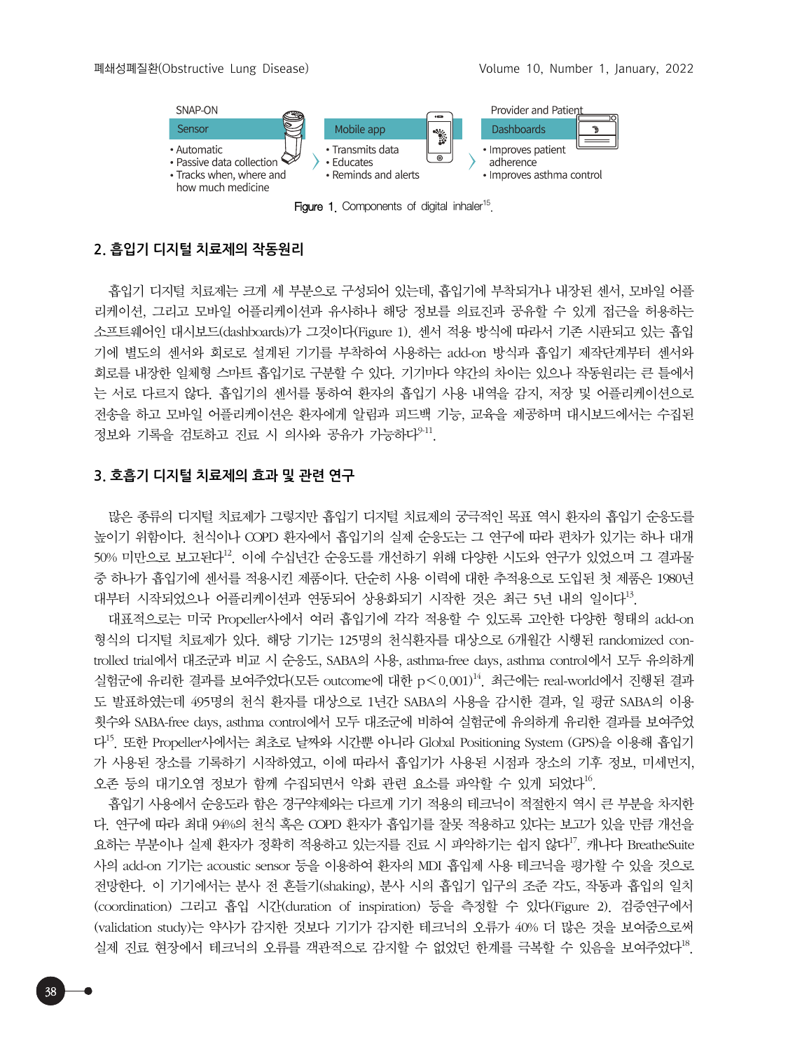SNAP-ON

| Sensor | Mobile app | Provider and Patient Dashboards |
|---|---|---|
| • Automatic<br>• Passive data collection<br>• Tracks when, where and how much medicine | • Transmits data<br>• Educates<br>• Reminds and alerts | • Improves patient adherence<br>• Improves asthma control |

**Figure 1.** Components of digital inhaler[15].

## 2. 흡입기 디지털 치료제의 작동원리

흡입기 디지털 치료제는 크게 세 부분으로 구성되어 있는데, 흡입기에 부착되거나 내장된 센서, 모바일 어플리케이션, 그리고 모바일 어플리케이션과 유사하나 해당 정보를 의료진과 공유할 수 있게 접근을 허용하는 소프트웨어인 대시보드(dashboards)가 그것이다(Figure 1). 센서 적용 방식에 따라서 기존 시판되고 있는 흡입기에 별도의 센서와 회로로 설계된 기기를 부착하여 사용하는 add-on 방식과 흡입기 제작단계부터 센서와 회로를 내장한 일체형 스마트 흡입기로 구분할 수 있다. 기기마다 약간의 차이는 있으나 작동원리는 큰 틀에서는 서로 다르지 않다. 흡입기의 센서를 통하여 환자의 흡입기 사용 내역을 감지, 저장 및 어플리케이션으로 전송을 하고 모바일 어플리케이션은 환자에게 알림과 피드백 기능, 교육을 제공하며 대시보드에서는 수집된 정보와 기록을 검토하고 진료 시 의사와 공유가 가능하다[9-11].

## 3. 호흡기 디지털 치료제의 효과 및 관련 연구

많은 종류의 디지털 치료제가 그렇지만 흡입기 디지털 치료제의 궁극적인 목표 역시 환자의 흡입기 순응도를 높이기 위함이다. 천식이나 COPD 환자에서 흡입기의 실제 순응도는 그 연구에 따라 편차가 있기는 하나 대개 50% 미만으로 보고된다[12]. 이에 수십년간 순응도를 개선하기 위해 다양한 시도와 연구가 있었으며 그 결과물 중 하나가 흡입기에 센서를 적용시킨 제품이다. 단순히 사용 이력에 대한 추적용으로 도입된 첫 제품은 1980년대부터 시작되었으나 어플리케이션과 연동되어 상용화되기 시작한 것은 최근 5년 내의 일이다[13].

대표적으로는 미국 Propeller사에서 여러 흡입기에 각각 적용할 수 있도록 고안한 다양한 형태의 add-on 형식의 디지털 치료제가 있다. 해당 기기는 125명의 천식환자를 대상으로 6개월간 시행된 randomized controlled trial에서 대조군과 비교 시 순응도, SABA의 사용, asthma-free days, asthma control에서 모두 유의하게 실험군에 유리한 결과를 보여주었다(모든 outcome에 대한 $p < 0.001$)[14]. 최근에는 real-world에서 진행된 결과도 발표하였는데 495명의 천식 환자를 대상으로 1년간 SABA의 사용을 감시한 결과, 일 평균 SABA의 이용 횟수와 SABA-free days, asthma control에서 모두 대조군에 비하여 실험군에 유의하게 유리한 결과를 보여주었다[15]. 또한 Propeller사에서는 최초로 날짜와 시간뿐 아니라 Global Positioning System (GPS)을 이용해 흡입기가 사용된 장소를 기록하기 시작하였고, 이에 따라서 흡입기가 사용된 시점과 장소의 기후 정보, 미세먼지, 오존 등의 대기오염 정보가 함께 수집되면서 악화 관련 요소를 파악할 수 있게 되었다[16].

흡입기 사용에서 순응도라 함은 경구약제와는 다르게 기기 적용의 테크닉이 적절한지 역시 큰 부분을 차지한다. 연구에 따라 최대 94%의 천식 혹은 COPD 환자가 흡입기를 잘못 적용하고 있다는 보고가 있을 만큼 개선을 요하는 부분이나 실제 환자가 정확히 적용하고 있는지를 진료 시 파악하기는 쉽지 않다[17]. 캐나다 BreatheSuite 사의 add-on 기기는 acoustic sensor 등을 이용하여 환자의 MDI 흡입제 사용 테크닉을 평가할 수 있을 것으로 전망한다. 이 기기에서는 분사 전 흔들기(shaking), 분사 시의 흡입기 입구의 조준 각도, 작동과 흡입의 일치(coordination) 그리고 흡입 시간(duration of inspiration) 등을 측정할 수 있다(Figure 2). 검증연구에서(validation study)는 약사가 감지한 것보다 기기가 감지한 테크닉의 오류가 40% 더 많은 것을 보여줌으로써 실제 진료 현장에서 테크닉의 오류를 객관적으로 감지할 수 없었던 한계를 극복할 수 있음을 보여주었다[18].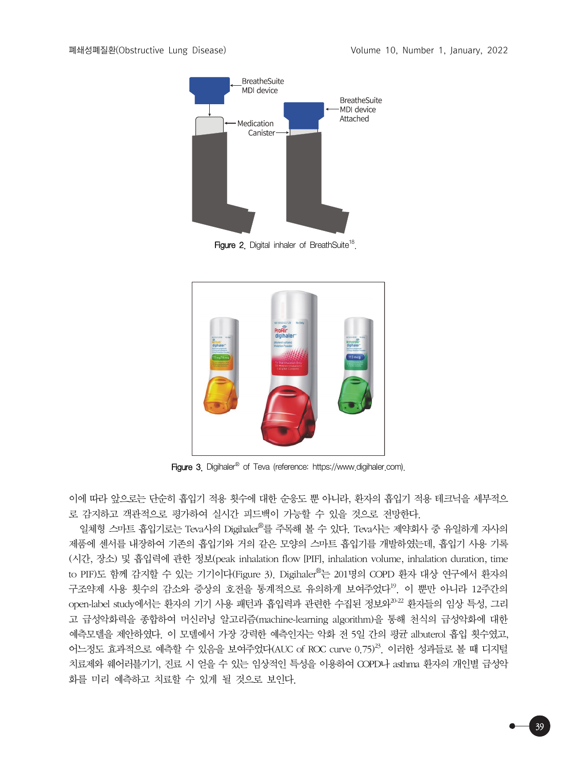Figure 2. Digital inhaler of BreathSuite[18].

Figure 3. Digihaler® of Teva (reference: https://www.digihaler.com).

이에 따라 앞으로는 단순히 흡입기 적용 횟수에 대한 순응도 뿐 아니라, 환자의 흡입기 적용 테크닉을 세부적으로 감지하고 객관적으로 평가하여 실시간 피드백이 가능할 수 있을 것으로 전망한다.

일체형 스마트 흡입기로는 Teva사의 Digihaler®를 주목해 볼 수 있다. Teva사는 제약회사 중 유일하게 자사의 제품에 센서를 내장하여 기존의 흡입기와 거의 같은 모양의 스마트 흡입기를 개발하였는데, 흡입기 사용 기록(시간, 장소) 및 흡입력에 관한 정보(peak inhalation flow [PIF], inhalation volume, inhalation duration, time to PIF)도 함께 감지할 수 있는 기기이다(Figure 3). Digihaler®는 201명의 COPD 환자 대상 연구에서 환자의 구조약제 사용 횟수의 감소와 증상의 호전을 통계적으로 유의하게 보여주었다[19]. 이 뿐만 아니라 12주간의 open-label study에서는 환자의 기기 사용 패턴과 흡입력과 관련한 수집된 정보와[20-22] 환자들의 임상 특성, 그리고 급성악화력을 종합하여 머신러닝 알고리즘(machine-learning algorithm)을 통해 천식의 급성악화에 대한 예측모델을 제안하였다. 이 모델에서 가장 강력한 예측인자는 악화 전 5일 간의 평균 albuterol 흡입 횟수였고, 어느정도 효과적으로 예측할 수 있음을 보여주었다(AUC of ROC curve 0.75)[23]. 이러한 성과들로 볼 때 디지털 치료제와 웨어러블기기, 진료 시 얻을 수 있는 임상적인 특성을 이용하여 COPD나 asthma 환자의 개인별 급성악화를 미리 예측하고 치료할 수 있게 될 것으로 보인다.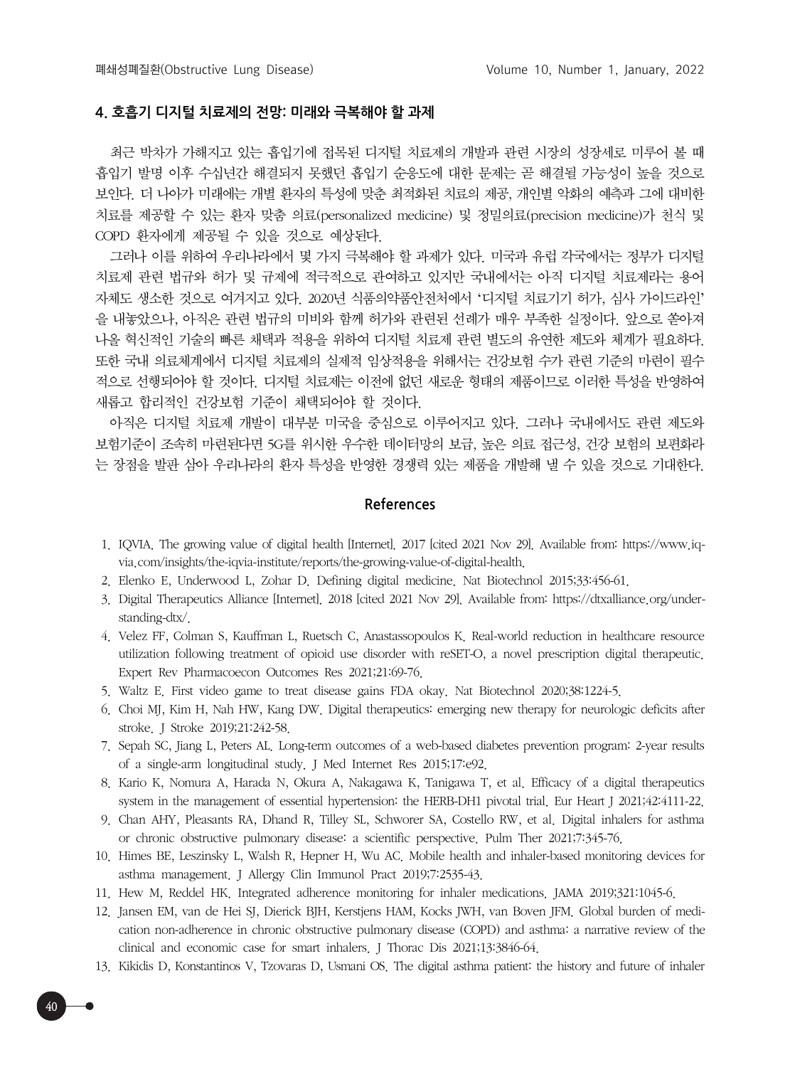## 4. 호흡기 디지털 치료제의 전망: 미래와 극복해야 할 과제

최근 박차가 가해지고 있는 흡입기에 접목된 디지털 치료제의 개발과 관련 시장의 성장세로 미루어 볼 때 흡입기 발명 이후 수십년간 해결되지 못했던 흡입기 순응도에 대한 문제는 곧 해결될 가능성이 높을 것으로 보인다. 더 나아가 미래에는 개별 환자의 특성에 맞춘 최적화된 치료의 제공, 개인별 악화의 예측과 그에 대비한 치료를 제공할 수 있는 환자 맞춤 의료(personalized medicine) 및 정밀의료(precision medicine)가 천식 및 COPD 환자에게 제공될 수 있을 것으로 예상된다.

그러나 이를 위하여 우리나라에서 몇 가지 극복해야 할 과제가 있다. 미국과 유럽 각국에서는 정부가 디지털 치료제 관련 법규와 허가 및 규제에 적극적으로 관여하고 있지만 국내에서는 아직 디지털 치료제라는 용어 자체도 생소한 것으로 여겨지고 있다. 2020년 식품의약품안전처에서 '디지털 치료기기 허가, 심사 가이드라인'을 내놓았으나, 아직은 관련 법규의 미비와 함께 허가와 관련된 선례가 매우 부족한 실정이다. 앞으로 쏟아져 나올 혁신적인 기술의 빠른 채택과 적용을 위하여 디지털 치료제 관련 별도의 유연한 제도와 체계가 필요하다. 또한 국내 의료체계에서 디지털 치료제의 실제적 임상적용을 위해서는 건강보험 수가 관련 기준의 마련이 필수적으로 선행되어야 할 것이다. 디지털 치료제는 이전에 없던 새로운 형태의 제품이므로 이러한 특성을 반영하여 새롭고 합리적인 건강보험 기준이 채택되어야 할 것이다.

아직은 디지털 치료제 개발이 대부분 미국을 중심으로 이루어지고 있다. 그러나 국내에서도 관련 제도와 보험기준이 조속히 마련된다면 5G를 위시한 우수한 데이터망의 보급, 높은 의료 접근성, 건강 보험의 보편화라는 장점을 발판 삼아 우리나라의 환자 특성을 반영한 경쟁력 있는 제품을 개발해 낼 수 있을 것으로 기대한다.

## References

1. IQVIA. The growing value of digital health [Internet]. 2017 [cited 2021 Nov 29]. Available from: https://www.iqvia.com/insights/the-iqvia-institute/reports/the-growing-value-of-digital-health.
2. Elenko E, Underwood L, Zohar D. Defining digital medicine. Nat Biotechnol 2015;33:456-61.
3. Digital Therapeutics Alliance [Internet]. 2018 [cited 2021 Nov 29]. Available from: https://dtxalliance.org/understanding-dtx/.
4. Velez FF, Colman S, Kauffman L, Ruetsch C, Anastassopoulos K. Real-world reduction in healthcare resource utilization following treatment of opioid use disorder with reSET-O, a novel prescription digital therapeutic. Expert Rev Pharmacoecon Outcomes Res 2021;21:69-76.
5. Waltz E. First video game to treat disease gains FDA okay. Nat Biotechnol 2020;38:1224-5.
6. Choi MJ, Kim H, Nah HW, Kang DW. Digital therapeutics: emerging new therapy for neurologic deficits after stroke. J Stroke 2019;21:242-58.
7. Sepah SC, Jiang L, Peters AL. Long-term outcomes of a web-based diabetes prevention program: 2-year results of a single-arm longitudinal study. J Med Internet Res 2015;17:e92.
8. Kario K, Nomura A, Harada N, Okura A, Nakagawa K, Tanigawa T, et al. Efficacy of a digital therapeutics system in the management of essential hypertension: the HERB-DH1 pivotal trial. Eur Heart J 2021;42:4111-22.
9. Chan AHY, Pleasants RA, Dhand R, Tilley SL, Schworer SA, Costello RW, et al. Digital inhalers for asthma or chronic obstructive pulmonary disease: a scientific perspective. Pulm Ther 2021;7:345-76.
10. Himes BE, Leszinsky L, Walsh R, Hepner H, Wu AC. Mobile health and inhaler-based monitoring devices for asthma management. J Allergy Clin Immunol Pract 2019;7:2535-43.
11. Hew M, Reddel HK. Integrated adherence monitoring for inhaler medications. JAMA 2019;321:1045-6.
12. Jansen EM, van de Hei SJ, Dierick BJH, Kerstjens HAM, Kocks JWH, van Boven JFM. Global burden of medication non-adherence in chronic obstructive pulmonary disease (COPD) and asthma: a narrative review of the clinical and economic case for smart inhalers. J Thorac Dis 2021;13:3846-64.
13. Kikidis D, Konstantinos V, Tzovaras D, Usmani OS. The digital asthma patient: the history and future of inhaler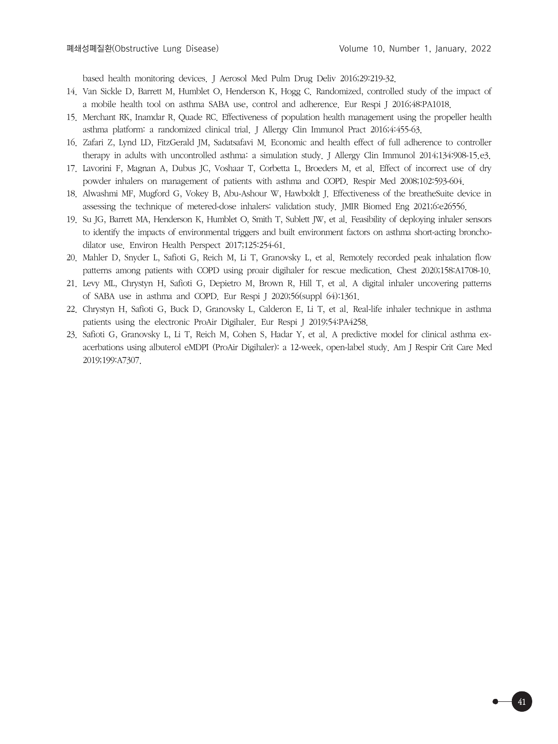based health monitoring devices. J Aerosol Med Pulm Drug Deliv 2016;29:219-32.

14. Van Sickle D, Barrett M, Humblet O, Henderson K, Hogg C. Randomized, controlled study of the impact of a mobile health tool on asthma SABA use, control and adherence. Eur Respi J 2016;48:PA1018.
15. Merchant RK, Inamdar R, Quade RC. Effectiveness of population health management using the propeller health asthma platform: a randomized clinical trial. J Allergy Clin Immunol Pract 2016;4:455-63.
16. Zafari Z, Lynd LD, FitzGerald JM, Sadatsafavi M. Economic and health effect of full adherence to controller therapy in adults with uncontrolled asthma: a simulation study. J Allergy Clin Immunol 2014;134:908-15.e3.
17. Lavorini F, Magnan A, Dubus JC, Voshaar T, Corbetta L, Broeders M, et al. Effect of incorrect use of dry powder inhalers on management of patients with asthma and COPD. Respir Med 2008;102:593-604.
18. Alwashmi MF, Mugford G, Vokey B, Abu-Ashour W, Hawboldt J. Effectiveness of the breatheSuite device in assessing the technique of metered-dose inhalers: validation study. JMIR Biomed Eng 2021;6:e26556.
19. Su JG, Barrett MA, Henderson K, Humblet O, Smith T, Sublett JW, et al. Feasibility of deploying inhaler sensors to identify the impacts of environmental triggers and built environment factors on asthma short-acting bronchodilator use. Environ Health Perspect 2017;125:254-61.
20. Mahler D, Snyder L, Safioti G, Reich M, Li T, Granovsky L, et al. Remotely recorded peak inhalation flow patterns among patients with COPD using proair digihaler for rescue medication. Chest 2020;158:A1708-10.
21. Levy ML, Chrystyn H, Safioti G, Depietro M, Brown R, Hill T, et al. A digital inhaler uncovering patterns of SABA use in asthma and COPD. Eur Respi J 2020;56(suppl 64):1361.
22. Chrystyn H, Safioti G, Buck D, Granovsky L, Calderon E, Li T, et al. Real-life inhaler technique in asthma patients using the electronic ProAir Digihaler. Eur Respi J 2019;54:PA4258.
23. Safioti G, Granovsky L, Li T, Reich M, Cohen S, Hadar Y, et al. A predictive model for clinical asthma exacerbations using albuterol eMDPI (ProAir Digihaler): a 12-week, open-label study. Am J Respir Crit Care Med 2019;199:A7307.